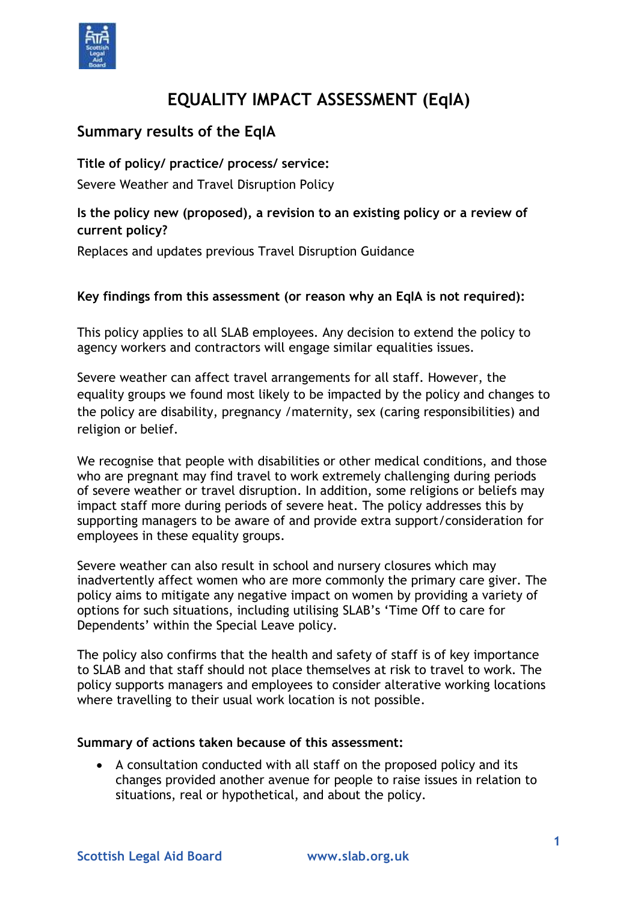# EQUALITY IMPACT ASSESSMENT (EqIA)

## Summary results of the EqIA

**Title of policy/ practice/ process/ service:**

Severe Weather and Travel Disruption Policy

**Is the policy new (proposed), a revision to an existing policy or a review of current policy?**

Replaces and updates previous Travel Disruption Guidance

**Key findings from this assessment (or reason why an EqIA is not required):**

This policy applies to all SLAB employees. Any decision to extend the policy to agency workers and contractors will engage similar equalities issues.

Severe weather can affect travel arrangements for all staff. However, the equality groups we found most likely to be impacted by the policy and changes to the policy are disability, pregnancy /maternity, sex (caring responsibilities) and religion or belief.

We recognise that people with disabilities or other medical conditions, and those who are pregnant may find travel to work extremely challenging during periods of severe weather or travel disruption. In addition, some religions or beliefs may impact staff more during periods of severe heat. The policy addresses this by supporting managers to be aware of and provide extra support/consideration for employees in these equality groups.

Severe weather can also result in school and nursery closures which may inadvertently affect women who are more commonly the primary care giver. The policy aims to mitigate any negative impact on women by providing a variety of options for such situations, including utilising SLAB's 'Time Off to care for Dependents' within the Special Leave policy.

The policy also confirms that the health and safety of staff is of key importance to SLAB and that staff should not place themselves at risk to travel to work. The policy supports managers and employees to consider alterative working locations where travelling to their usual work location is not possible.

**Summary of actions taken because of this assessment:**

- A consultation conducted with all staff on the proposed policy and its changes provided another avenue for people to raise issues in relation to situations, real or hypothetical, and about the policy.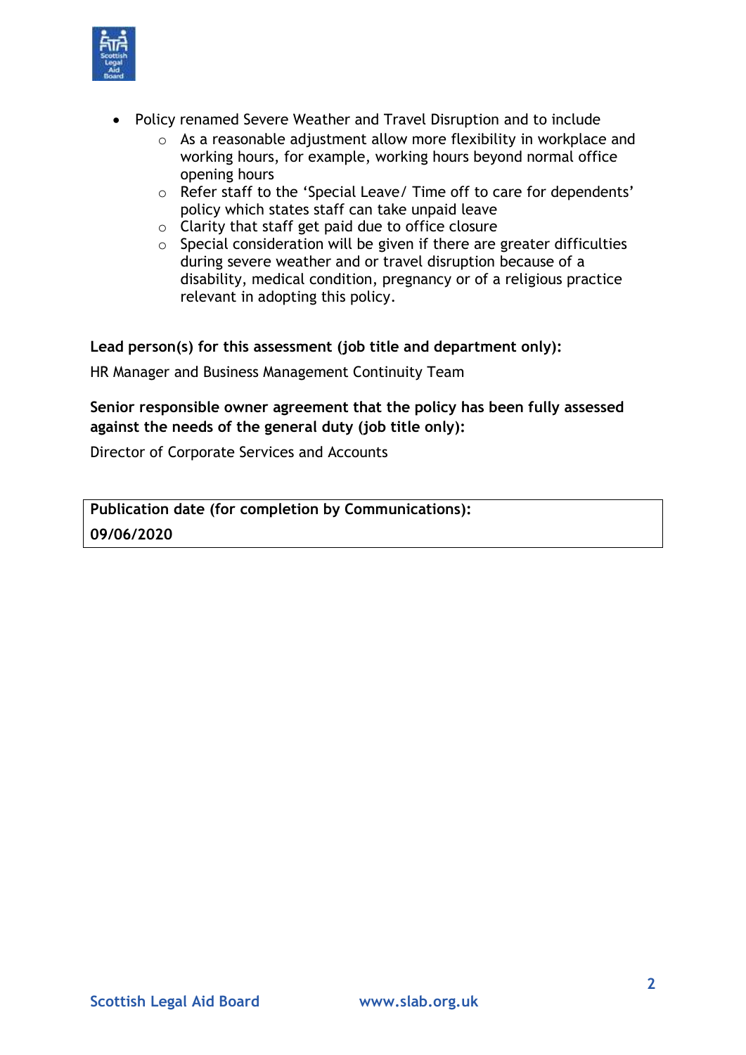- Policy renamed Severe Weather and Travel Disruption and to include
  - As a reasonable adjustment allow more flexibility in workplace and working hours, for example, working hours beyond normal office opening hours
  - Refer staff to the 'Special Leave/ Time off to care for dependents' policy which states staff can take unpaid leave
  - Clarity that staff get paid due to office closure
  - Special consideration will be given if there are greater difficulties during severe weather and or travel disruption because of a disability, medical condition, pregnancy or of a religious practice relevant in adopting this policy.

**Lead person(s) for this assessment (job title and department only):**

HR Manager and Business Management Continuity Team

**Senior responsible owner agreement that the policy has been fully assessed against the needs of the general duty (job title only):**

Director of Corporate Services and Accounts

| **Publication date (for completion by Communications):** |
| --- |
| **09/06/2020** |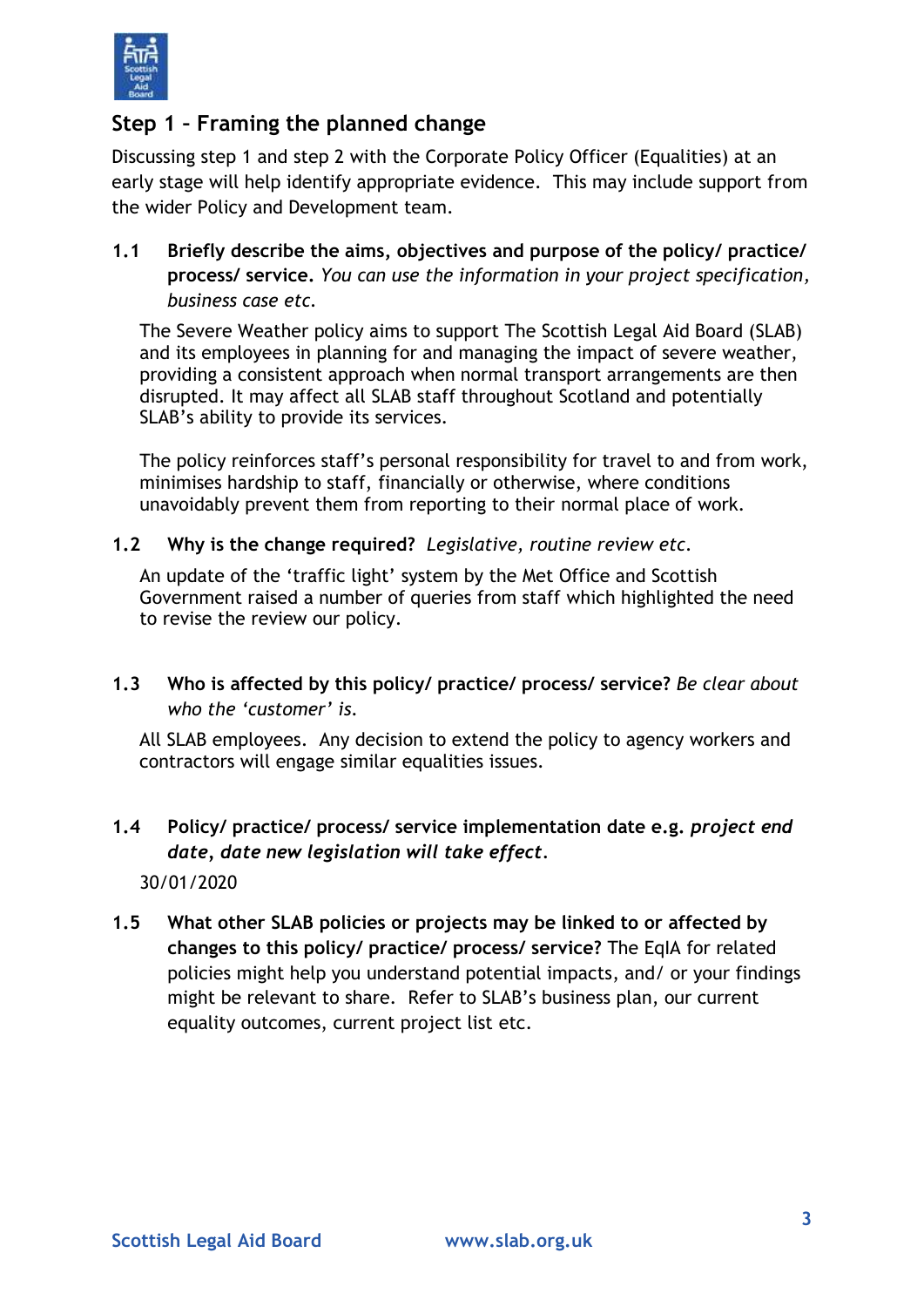## Step 1 – Framing the planned change

Discussing step 1 and step 2 with the Corporate Policy Officer (Equalities) at an early stage will help identify appropriate evidence. This may include support from the wider Policy and Development team.

**1.1 Briefly describe the aims, objectives and purpose of the policy/ practice/ process/ service.** *You can use the information in your project specification, business case etc.*

The Severe Weather policy aims to support The Scottish Legal Aid Board (SLAB) and its employees in planning for and managing the impact of severe weather, providing a consistent approach when normal transport arrangements are then disrupted. It may affect all SLAB staff throughout Scotland and potentially SLAB's ability to provide its services.

The policy reinforces staff's personal responsibility for travel to and from work, minimises hardship to staff, financially or otherwise, where conditions unavoidably prevent them from reporting to their normal place of work.

**1.2 Why is the change required?** *Legislative, routine review etc.*

An update of the 'traffic light' system by the Met Office and Scottish Government raised a number of queries from staff which highlighted the need to revise the review our policy.

**1.3 Who is affected by this policy/ practice/ process/ service?** *Be clear about who the 'customer' is.*

All SLAB employees. Any decision to extend the policy to agency workers and contractors will engage similar equalities issues.

**1.4 Policy/ practice/ process/ service implementation date e.g.** ***project end date, date new legislation will take effect.***

30/01/2020

**1.5 What other SLAB policies or projects may be linked to or affected by changes to this policy/ practice/ process/ service?** The EqIA for related policies might help you understand potential impacts, and/ or your findings might be relevant to share. Refer to SLAB's business plan, our current equality outcomes, current project list etc.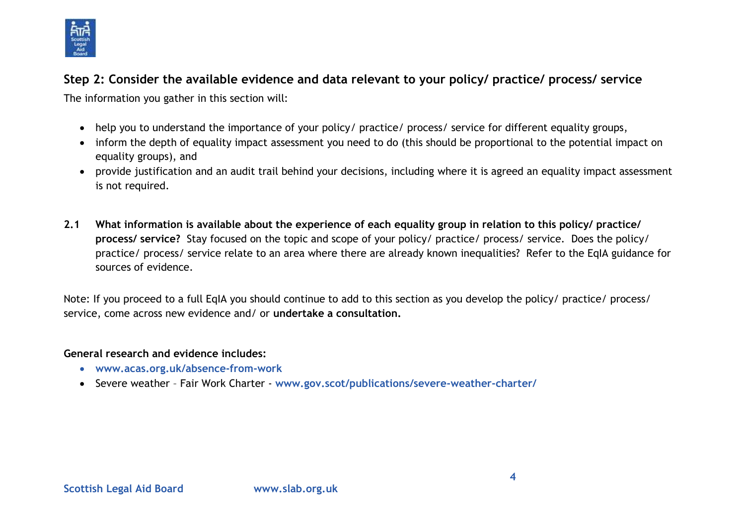## Step 2: Consider the available evidence and data relevant to your policy/ practice/ process/ service

The information you gather in this section will:

- help you to understand the importance of your policy/ practice/ process/ service for different equality groups,
- inform the depth of equality impact assessment you need to do (this should be proportional to the potential impact on equality groups), and
- provide justification and an audit trail behind your decisions, including where it is agreed an equality impact assessment is not required.

**2.1 What information is available about the experience of each equality group in relation to this policy/ practice/ process/ service?** Stay focused on the topic and scope of your policy/ practice/ process/ service. Does the policy/ practice/ process/ service relate to an area where there are already known inequalities? Refer to the EqIA guidance for sources of evidence.

Note: If you proceed to a full EqIA you should continue to add to this section as you develop the policy/ practice/ process/ service, come across new evidence and/ or **undertake a consultation.**

**General research and evidence includes:**

- www.acas.org.uk/absence-from-work
- Severe weather – Fair Work Charter - www.gov.scot/publications/severe-weather-charter/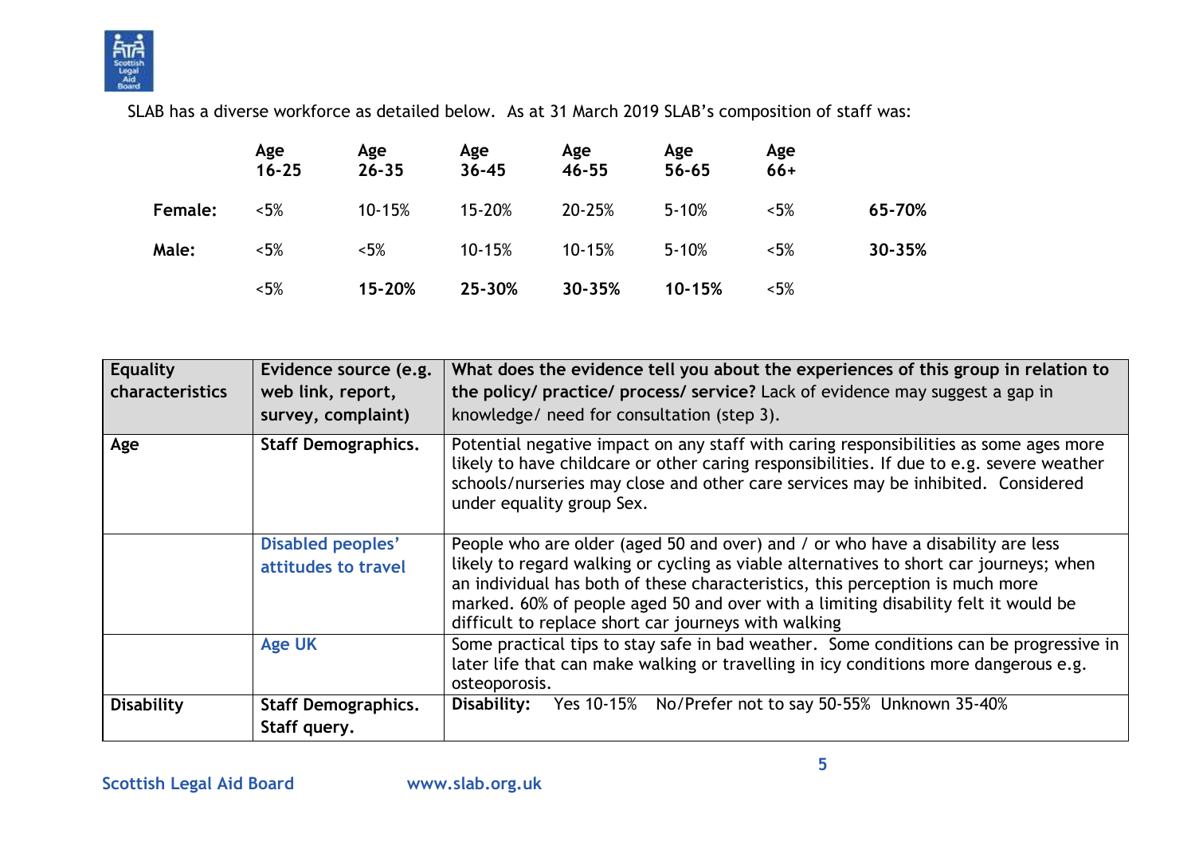SLAB has a diverse workforce as detailed below. As at 31 March 2019 SLAB's composition of staff was:

| | Age 16-25 | Age 26-35 | Age 36-45 | Age 46-55 | Age 56-65 | Age 66+ | |
|---|---|---|---|---|---|---|---|
| **Female:** | <5% | 10-15% | 15-20% | 20-25% | 5-10% | <5% | **65-70%** |
| **Male:** | <5% | <5% | 10-15% | 10-15% | 5-10% | <5% | **30-35%** |
| | <5% | **15-20%** | **25-30%** | **30-35%** | **10-15%** | <5% | |

| **Equality characteristics** | **Evidence source (e.g. web link, report, survey, complaint)** | **What does the evidence tell you about the experiences of this group in relation to the policy/ practice/ process/ service?** Lack of evidence may suggest a gap in knowledge/ need for consultation (step 3). |
|---|---|---|
| **Age** | **Staff Demographics.** | Potential negative impact on any staff with caring responsibilities as some ages more likely to have childcare or other caring responsibilities. If due to e.g. severe weather schools/nurseries may close and other care services may be inhibited. Considered under equality group Sex. |
| | Disabled peoples' attitudes to travel | People who are older (aged 50 and over) and / or who have a disability are less likely to regard walking or cycling as viable alternatives to short car journeys; when an individual has both of these characteristics, this perception is much more marked. 60% of people aged 50 and over with a limiting disability felt it would be difficult to replace short car journeys with walking |
| | Age UK | Some practical tips to stay safe in bad weather. Some conditions can be progressive in later life that can make walking or travelling in icy conditions more dangerous e.g. osteoporosis. |
| **Disability** | **Staff Demographics. Staff query.** | **Disability:** Yes 10-15% No/Prefer not to say 50-55% Unknown 35-40% |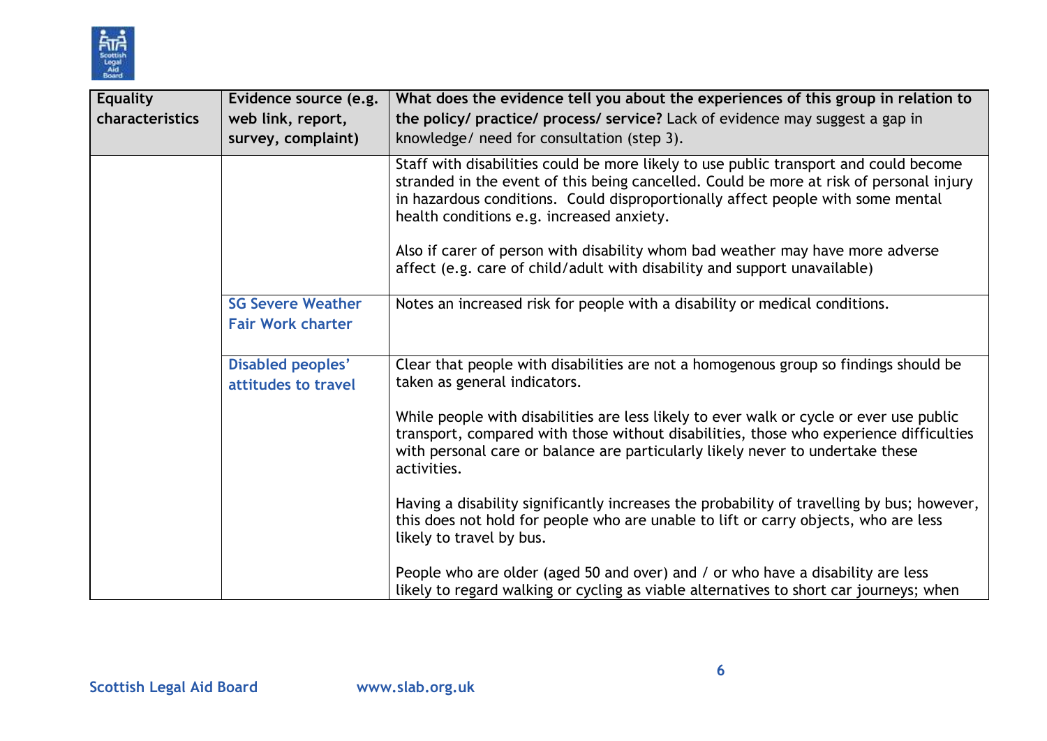| Equality characteristics | Evidence source (e.g. web link, report, survey, complaint) | What does the evidence tell you about the experiences of this group in relation to the policy/ practice/ process/ service? Lack of evidence may suggest a gap in knowledge/ need for consultation (step 3). |
|---|---|---|
| | | Staff with disabilities could be more likely to use public transport and could become stranded in the event of this being cancelled. Could be more at risk of personal injury in hazardous conditions. Could disproportionally affect people with some mental health conditions e.g. increased anxiety.<br><br>Also if carer of person with disability whom bad weather may have more adverse affect (e.g. care of child/adult with disability and support unavailable) |
| | SG Severe Weather Fair Work charter | Notes an increased risk for people with a disability or medical conditions. |
| | Disabled peoples' attitudes to travel | Clear that people with disabilities are not a homogenous group so findings should be taken as general indicators.<br><br>While people with disabilities are less likely to ever walk or cycle or ever use public transport, compared with those without disabilities, those who experience difficulties with personal care or balance are particularly likely never to undertake these activities.<br><br>Having a disability significantly increases the probability of travelling by bus; however, this does not hold for people who are unable to lift or carry objects, who are less likely to travel by bus.<br><br>People who are older (aged 50 and over) and / or who have a disability are less likely to regard walking or cycling as viable alternatives to short car journeys; when |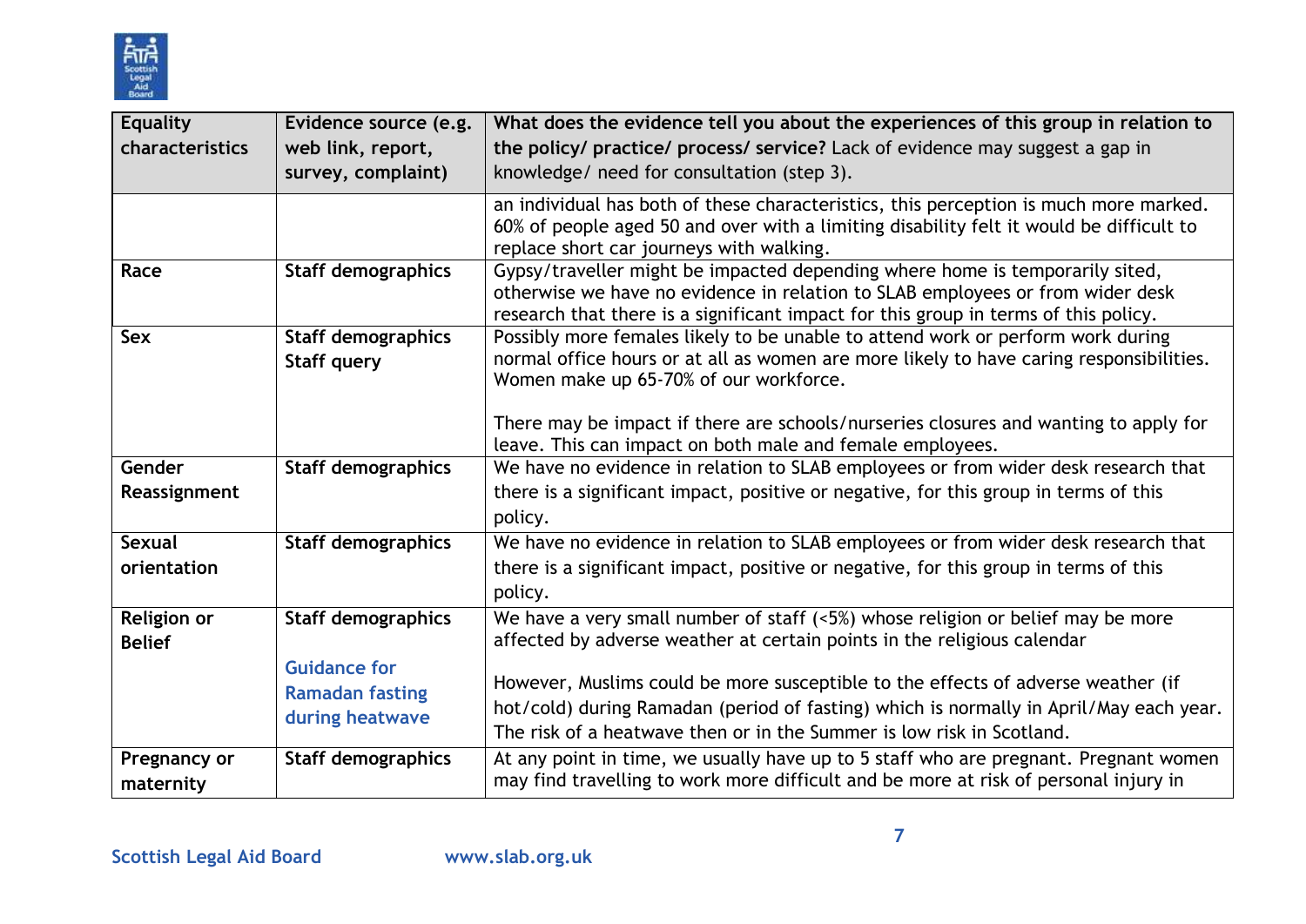| Equality characteristics | Evidence source (e.g. web link, report, survey, complaint) | What does the evidence tell you about the experiences of this group in relation to the policy/ practice/ process/ service? Lack of evidence may suggest a gap in knowledge/ need for consultation (step 3). |
|---|---|---|
| | | an individual has both of these characteristics, this perception is much more marked. 60% of people aged 50 and over with a limiting disability felt it would be difficult to replace short car journeys with walking. |
| **Race** | **Staff demographics** | Gypsy/traveller might be impacted depending where home is temporarily sited, otherwise we have no evidence in relation to SLAB employees or from wider desk research that there is a significant impact for this group in terms of this policy. |
| **Sex** | **Staff demographics**<br>**Staff query** | Possibly more females likely to be unable to attend work or perform work during normal office hours or at all as women are more likely to have caring responsibilities. Women make up 65-70% of our workforce.<br><br>There may be impact if there are schools/nurseries closures and wanting to apply for leave. This can impact on both male and female employees. |
| **Gender Reassignment** | **Staff demographics** | We have no evidence in relation to SLAB employees or from wider desk research that there is a significant impact, positive or negative, for this group in terms of this policy. |
| **Sexual orientation** | **Staff demographics** | We have no evidence in relation to SLAB employees or from wider desk research that there is a significant impact, positive or negative, for this group in terms of this policy. |
| **Religion or Belief** | **Staff demographics**<br><br>**Guidance for Ramadan fasting during heatwave** | We have a very small number of staff (<5%) whose religion or belief may be more affected by adverse weather at certain points in the religious calendar<br><br>However, Muslims could be more susceptible to the effects of adverse weather (if hot/cold) during Ramadan (period of fasting) which is normally in April/May each year. The risk of a heatwave then or in the Summer is low risk in Scotland. |
| **Pregnancy or maternity** | **Staff demographics** | At any point in time, we usually have up to 5 staff who are pregnant. Pregnant women may find travelling to work more difficult and be more at risk of personal injury in |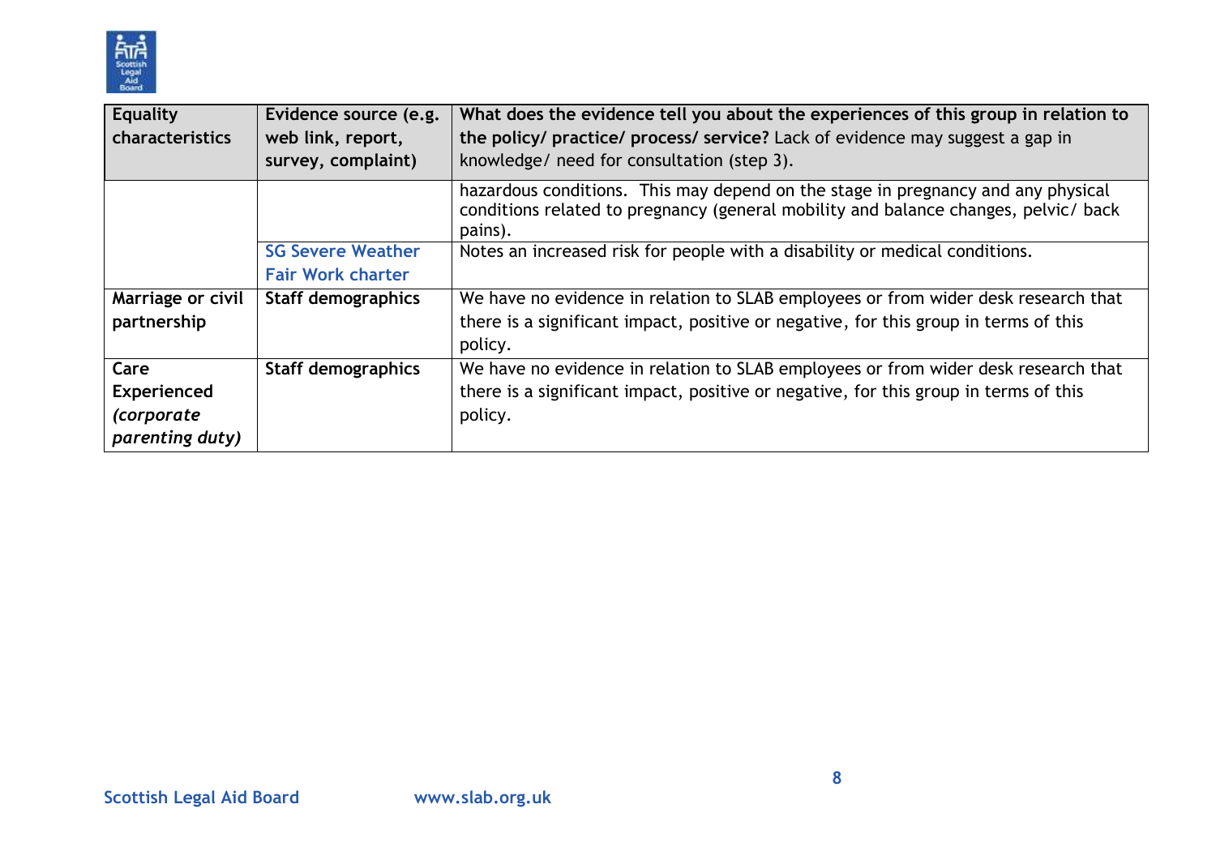| Equality characteristics | Evidence source (e.g. web link, report, survey, complaint) | What does the evidence tell you about the experiences of this group in relation to the policy/ practice/ process/ service? Lack of evidence may suggest a gap in knowledge/ need for consultation (step 3). |
|---|---|---|
| | | hazardous conditions. This may depend on the stage in pregnancy and any physical conditions related to pregnancy (general mobility and balance changes, pelvic/ back pains). |
| | SG Severe Weather Fair Work charter | Notes an increased risk for people with a disability or medical conditions. |
| **Marriage or civil partnership** | **Staff demographics** | We have no evidence in relation to SLAB employees or from wider desk research that there is a significant impact, positive or negative, for this group in terms of this policy. |
| **Care Experienced *(corporate parenting duty)*** | **Staff demographics** | We have no evidence in relation to SLAB employees or from wider desk research that there is a significant impact, positive or negative, for this group in terms of this policy. |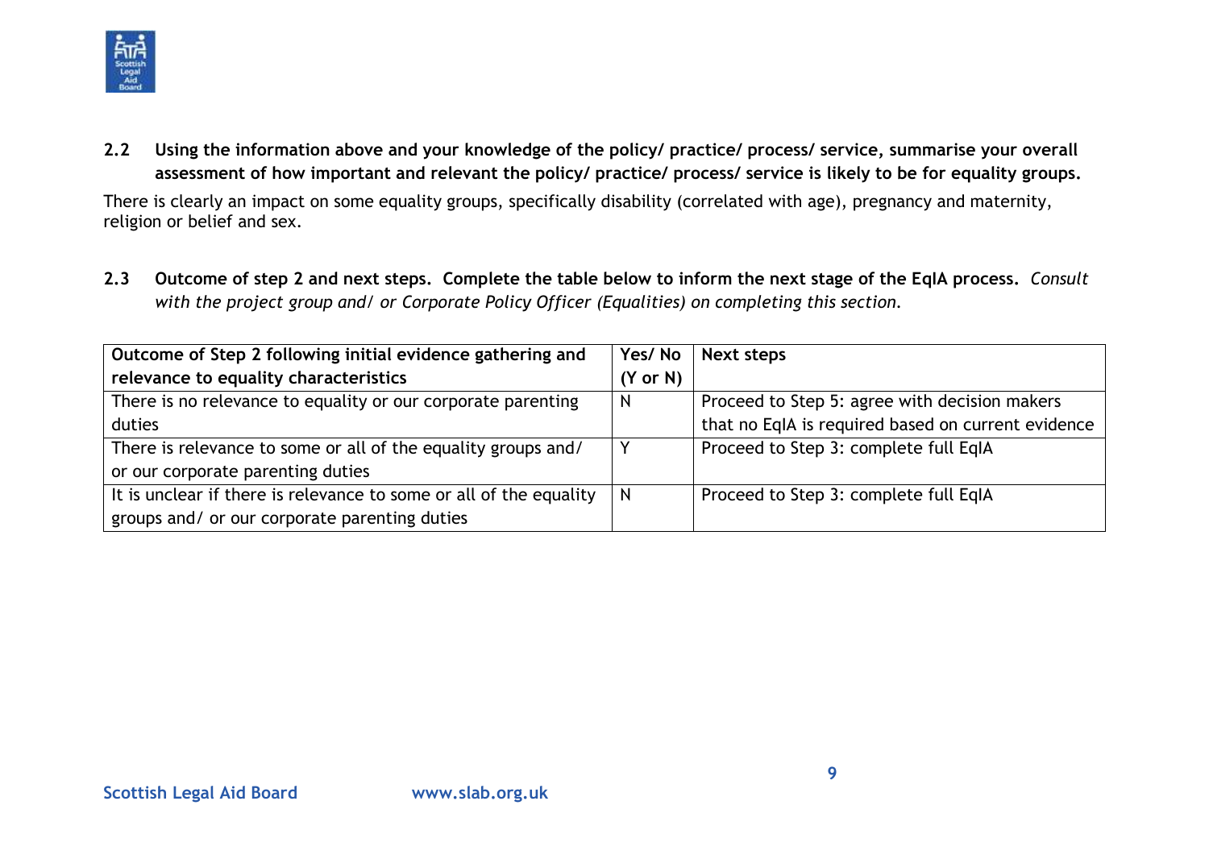**2.2 Using the information above and your knowledge of the policy/ practice/ process/ service, summarise your overall assessment of how important and relevant the policy/ practice/ process/ service is likely to be for equality groups.**

There is clearly an impact on some equality groups, specifically disability (correlated with age), pregnancy and maternity, religion or belief and sex.

**2.3 Outcome of step 2 and next steps. Complete the table below to inform the next stage of the EqIA process.** *Consult with the project group and/ or Corporate Policy Officer (Equalities) on completing this section.*

| Outcome of Step 2 following initial evidence gathering and relevance to equality characteristics | Yes/ No (Y or N) | Next steps |
|---|---|---|
| There is no relevance to equality or our corporate parenting duties | N | Proceed to Step 5: agree with decision makers that no EqIA is required based on current evidence |
| There is relevance to some or all of the equality groups and/ or our corporate parenting duties | Y | Proceed to Step 3: complete full EqIA |
| It is unclear if there is relevance to some or all of the equality groups and/ or our corporate parenting duties | N | Proceed to Step 3: complete full EqIA |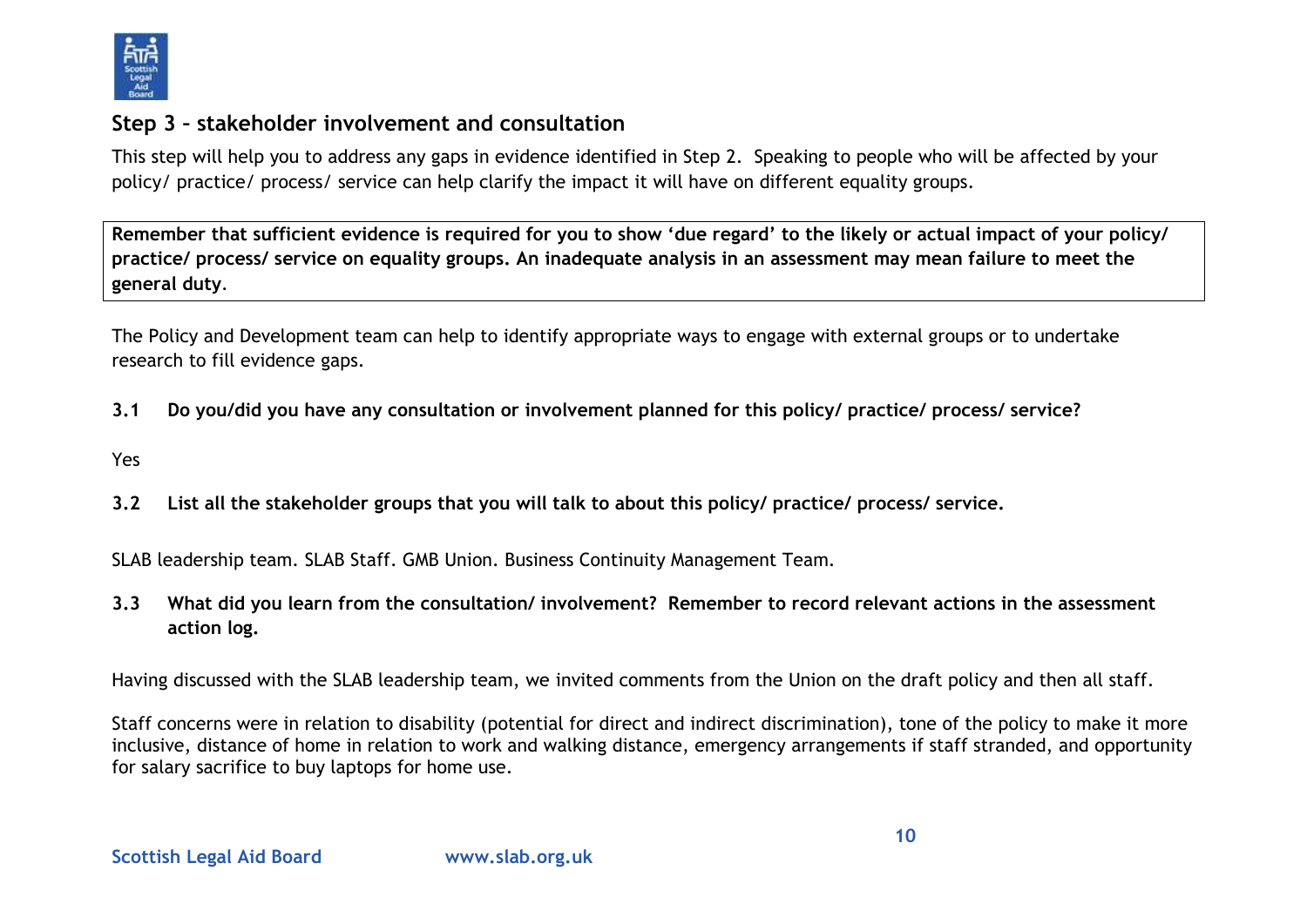## Step 3 – stakeholder involvement and consultation

This step will help you to address any gaps in evidence identified in Step 2. Speaking to people who will be affected by your policy/ practice/ process/ service can help clarify the impact it will have on different equality groups.

**Remember that sufficient evidence is required for you to show 'due regard' to the likely or actual impact of your policy/ practice/ process/ service on equality groups. An inadequate analysis in an assessment may mean failure to meet the general duty.**

The Policy and Development team can help to identify appropriate ways to engage with external groups or to undertake research to fill evidence gaps.

**3.1 Do you/did you have any consultation or involvement planned for this policy/ practice/ process/ service?**

Yes

**3.2 List all the stakeholder groups that you will talk to about this policy/ practice/ process/ service.**

SLAB leadership team. SLAB Staff. GMB Union. Business Continuity Management Team.

**3.3 What did you learn from the consultation/ involvement? Remember to record relevant actions in the assessment action log.**

Having discussed with the SLAB leadership team, we invited comments from the Union on the draft policy and then all staff.

Staff concerns were in relation to disability (potential for direct and indirect discrimination), tone of the policy to make it more inclusive, distance of home in relation to work and walking distance, emergency arrangements if staff stranded, and opportunity for salary sacrifice to buy laptops for home use.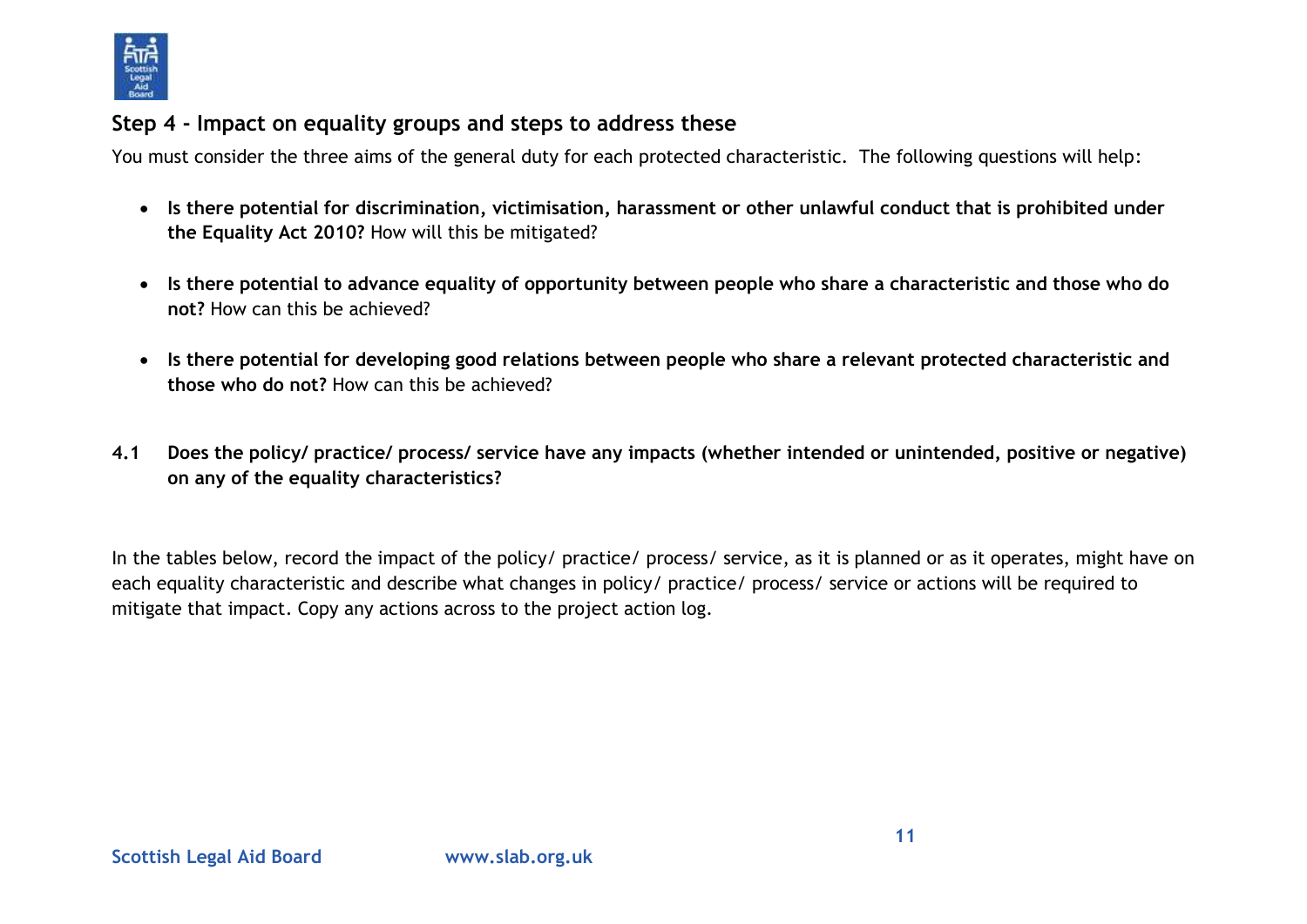## Step 4 - Impact on equality groups and steps to address these

You must consider the three aims of the general duty for each protected characteristic. The following questions will help:

- **Is there potential for discrimination, victimisation, harassment or other unlawful conduct that is prohibited under the Equality Act 2010?** How will this be mitigated?
- **Is there potential to advance equality of opportunity between people who share a characteristic and those who do not?** How can this be achieved?
- **Is there potential for developing good relations between people who share a relevant protected characteristic and those who do not?** How can this be achieved?

**4.1 Does the policy/ practice/ process/ service have any impacts (whether intended or unintended, positive or negative) on any of the equality characteristics?**

In the tables below, record the impact of the policy/ practice/ process/ service, as it is planned or as it operates, might have on each equality characteristic and describe what changes in policy/ practice/ process/ service or actions will be required to mitigate that impact. Copy any actions across to the project action log.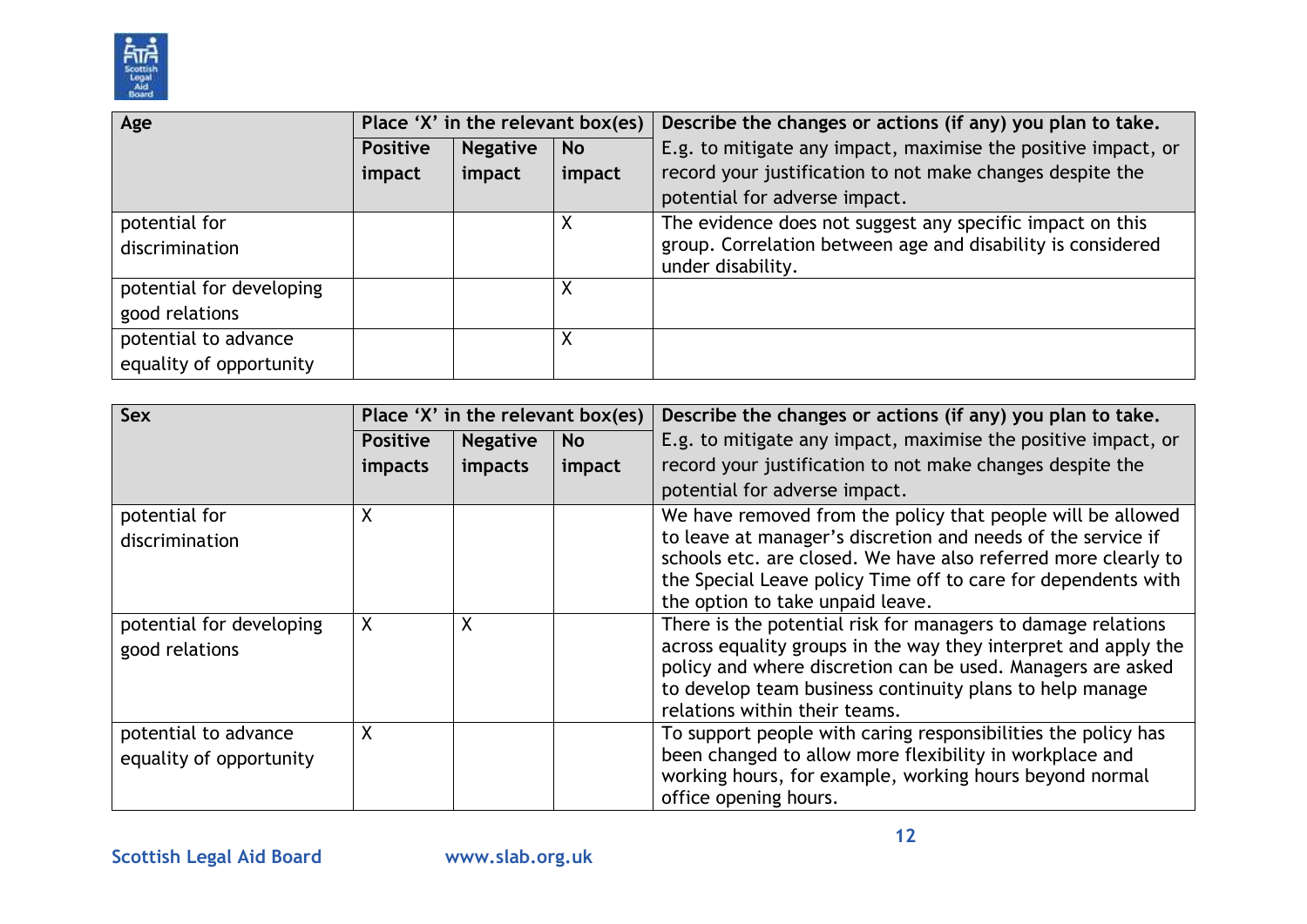| Age | Place 'X' in the relevant box(es) | | | Describe the changes or actions (if any) you plan to take. |
|---|---|---|---|---|
| | Positive impact | Negative impact | No impact | E.g. to mitigate any impact, maximise the positive impact, or record your justification to not make changes despite the potential for adverse impact. |
| potential for discrimination | | | X | The evidence does not suggest any specific impact on this group. Correlation between age and disability is considered under disability. |
| potential for developing good relations | | | X | |
| potential to advance equality of opportunity | | | X | |

| Sex | Place 'X' in the relevant box(es) | | | Describe the changes or actions (if any) you plan to take. |
|---|---|---|---|---|
| | Positive impacts | Negative impacts | No impact | E.g. to mitigate any impact, maximise the positive impact, or record your justification to not make changes despite the potential for adverse impact. |
| potential for discrimination | X | | | We have removed from the policy that people will be allowed to leave at manager's discretion and needs of the service if schools etc. are closed. We have also referred more clearly to the Special Leave policy Time off to care for dependents with the option to take unpaid leave. |
| potential for developing good relations | X | X | | There is the potential risk for managers to damage relations across equality groups in the way they interpret and apply the policy and where discretion can be used. Managers are asked to develop team business continuity plans to help manage relations within their teams. |
| potential to advance equality of opportunity | X | | | To support people with caring responsibilities the policy has been changed to allow more flexibility in workplace and working hours, for example, working hours beyond normal office opening hours. |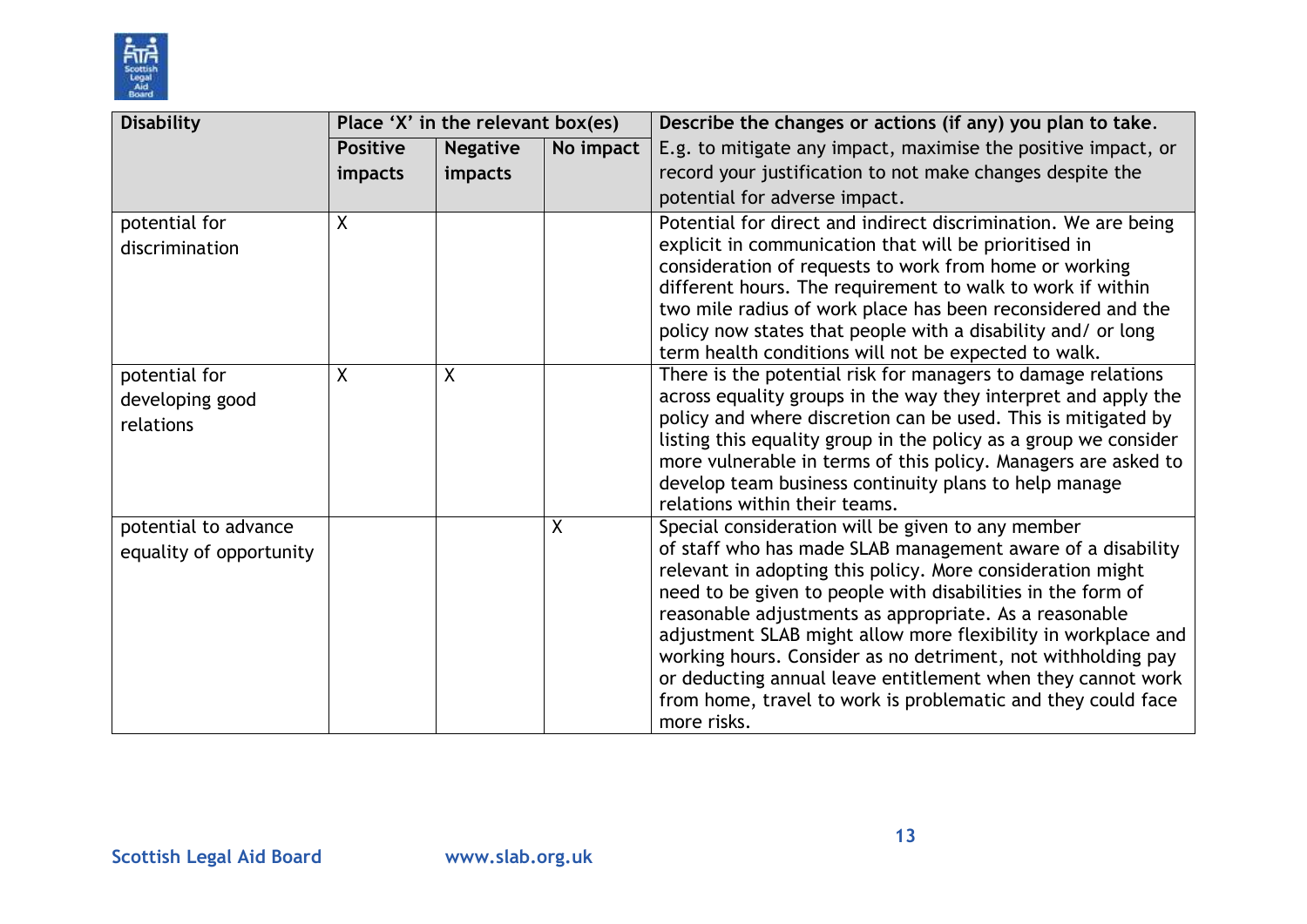| Disability | Place 'X' in the relevant box(es) | | | Describe the changes or actions (if any) you plan to take. |
|---|---|---|---|---|
| | Positive impacts | Negative impacts | No impact | E.g. to mitigate any impact, maximise the positive impact, or record your justification to not make changes despite the potential for adverse impact. |
| potential for discrimination | X | | | Potential for direct and indirect discrimination. We are being explicit in communication that will be prioritised in consideration of requests to work from home or working different hours. The requirement to walk to work if within two mile radius of work place has been reconsidered and the policy now states that people with a disability and/ or long term health conditions will not be expected to walk. |
| potential for developing good relations | X | X | | There is the potential risk for managers to damage relations across equality groups in the way they interpret and apply the policy and where discretion can be used. This is mitigated by listing this equality group in the policy as a group we consider more vulnerable in terms of this policy. Managers are asked to develop team business continuity plans to help manage relations within their teams. |
| potential to advance equality of opportunity | | | X | Special consideration will be given to any member of staff who has made SLAB management aware of a disability relevant in adopting this policy. More consideration might need to be given to people with disabilities in the form of reasonable adjustments as appropriate. As a reasonable adjustment SLAB might allow more flexibility in workplace and working hours. Consider as no detriment, not withholding pay or deducting annual leave entitlement when they cannot work from home, travel to work is problematic and they could face more risks. |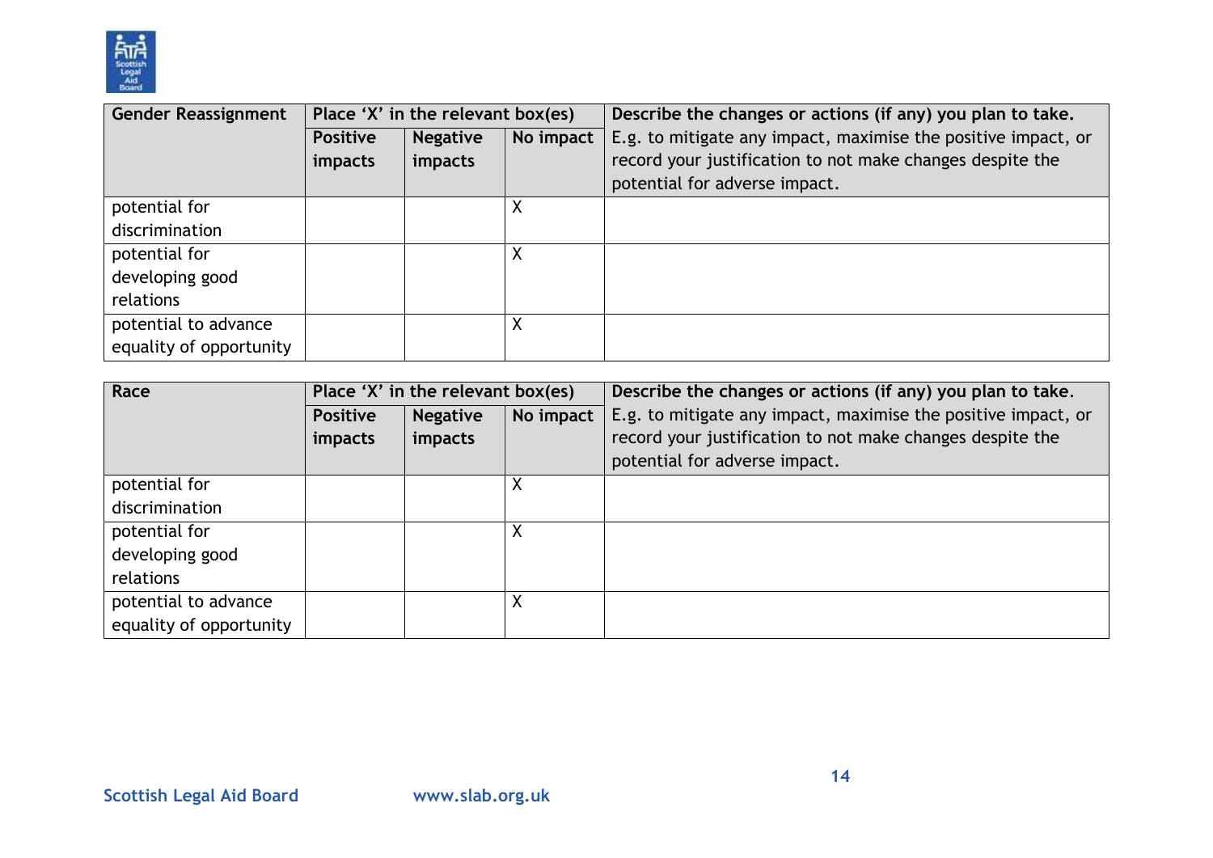| Gender Reassignment | Place 'X' in the relevant box(es) | | | Describe the changes or actions (if any) you plan to take. |
|---|---|---|---|---|
| | Positive impacts | Negative impacts | No impact | E.g. to mitigate any impact, maximise the positive impact, or record your justification to not make changes despite the potential for adverse impact. |
| potential for discrimination | | | X | |
| potential for developing good relations | | | X | |
| potential to advance equality of opportunity | | | X | |

| Race | Place 'X' in the relevant box(es) | | | Describe the changes or actions (if any) you plan to take. |
|---|---|---|---|---|
| | Positive impacts | Negative impacts | No impact | E.g. to mitigate any impact, maximise the positive impact, or record your justification to not make changes despite the potential for adverse impact. |
| potential for discrimination | | | X | |
| potential for developing good relations | | | X | |
| potential to advance equality of opportunity | | | X | |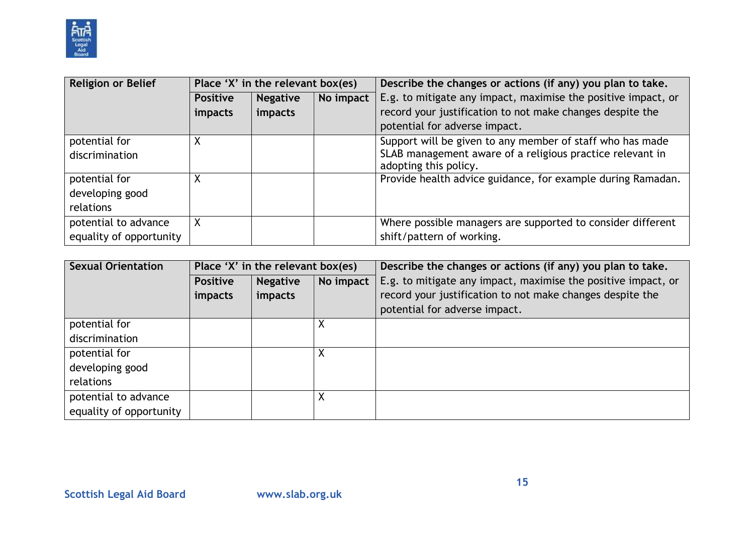| Religion or Belief | Place 'X' in the relevant box(es) | | | Describe the changes or actions (if any) you plan to take. |
|---|---|---|---|---|
| | **Positive impacts** | **Negative impacts** | **No impact** | E.g. to mitigate any impact, maximise the positive impact, or record your justification to not make changes despite the potential for adverse impact. |
| potential for discrimination | X | | | Support will be given to any member of staff who has made SLAB management aware of a religious practice relevant in adopting this policy. |
| potential for developing good relations | X | | | Provide health advice guidance, for example during Ramadan. |
| potential to advance equality of opportunity | X | | | Where possible managers are supported to consider different shift/pattern of working. |

| Sexual Orientation | Place 'X' in the relevant box(es) | | | Describe the changes or actions (if any) you plan to take. |
|---|---|---|---|---|
| | **Positive impacts** | **Negative impacts** | **No impact** | E.g. to mitigate any impact, maximise the positive impact, or record your justification to not make changes despite the potential for adverse impact. |
| potential for discrimination | | | X | |
| potential for developing good relations | | | X | |
| potential to advance equality of opportunity | | | X | |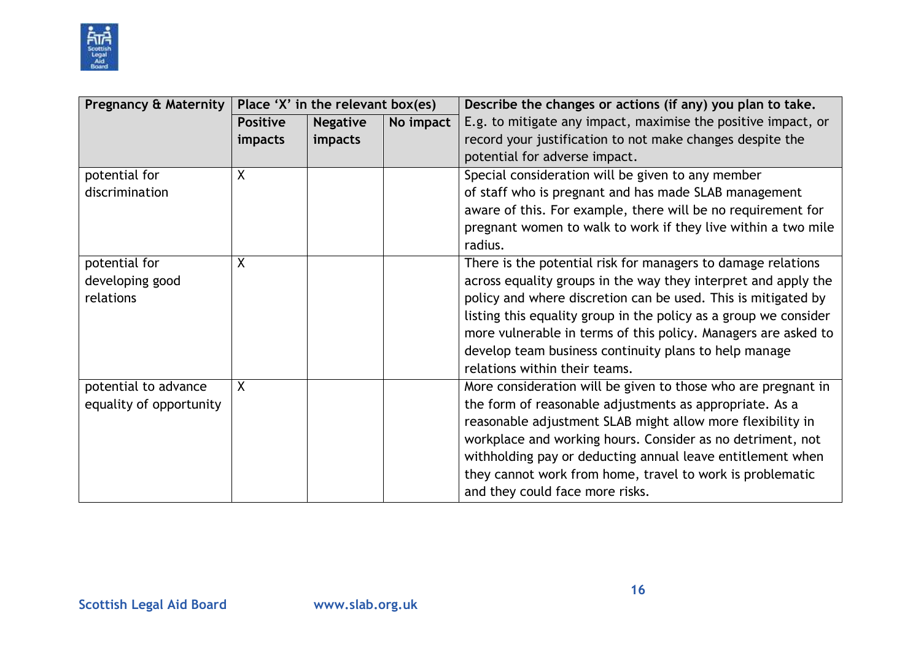| Pregnancy & Maternity | Place 'X' in the relevant box(es) | | | Describe the changes or actions (if any) you plan to take. E.g. to mitigate any impact, maximise the positive impact, or record your justification to not make changes despite the potential for adverse impact. |
|---|---|---|---|---|
| | Positive impacts | Negative impacts | No impact | |
| potential for discrimination | X | | | Special consideration will be given to any member of staff who is pregnant and has made SLAB management aware of this. For example, there will be no requirement for pregnant women to walk to work if they live within a two mile radius. |
| potential for developing good relations | X | | | There is the potential risk for managers to damage relations across equality groups in the way they interpret and apply the policy and where discretion can be used. This is mitigated by listing this equality group in the policy as a group we consider more vulnerable in terms of this policy. Managers are asked to develop team business continuity plans to help manage relations within their teams. |
| potential to advance equality of opportunity | X | | | More consideration will be given to those who are pregnant in the form of reasonable adjustments as appropriate. As a reasonable adjustment SLAB might allow more flexibility in workplace and working hours. Consider as no detriment, not withholding pay or deducting annual leave entitlement when they cannot work from home, travel to work is problematic and they could face more risks. |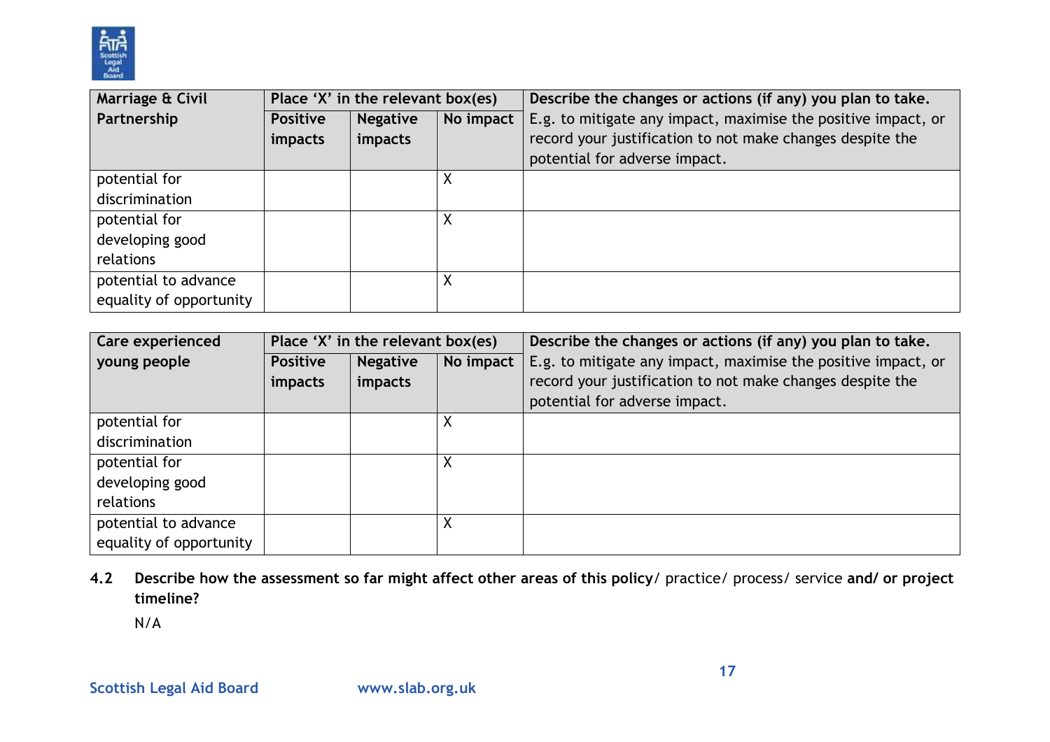| Marriage & Civil Partnership | Place 'X' in the relevant box(es) | | | Describe the changes or actions (if any) you plan to take. E.g. to mitigate any impact, maximise the positive impact, or record your justification to not make changes despite the potential for adverse impact. |
|---|---|---|---|---|
| | Positive impacts | Negative impacts | No impact | |
| potential for discrimination | | | X | |
| potential for developing good relations | | | X | |
| potential to advance equality of opportunity | | | X | |

| Care experienced young people | Place 'X' in the relevant box(es) | | | Describe the changes or actions (if any) you plan to take. E.g. to mitigate any impact, maximise the positive impact, or record your justification to not make changes despite the potential for adverse impact. |
|---|---|---|---|---|
| | Positive impacts | Negative impacts | No impact | |
| potential for discrimination | | | X | |
| potential for developing good relations | | | X | |
| potential to advance equality of opportunity | | | X | |

**4.2 Describe how the assessment so far might affect other areas of this policy**/ practice/ process/ service **and/ or project timeline?**

N/A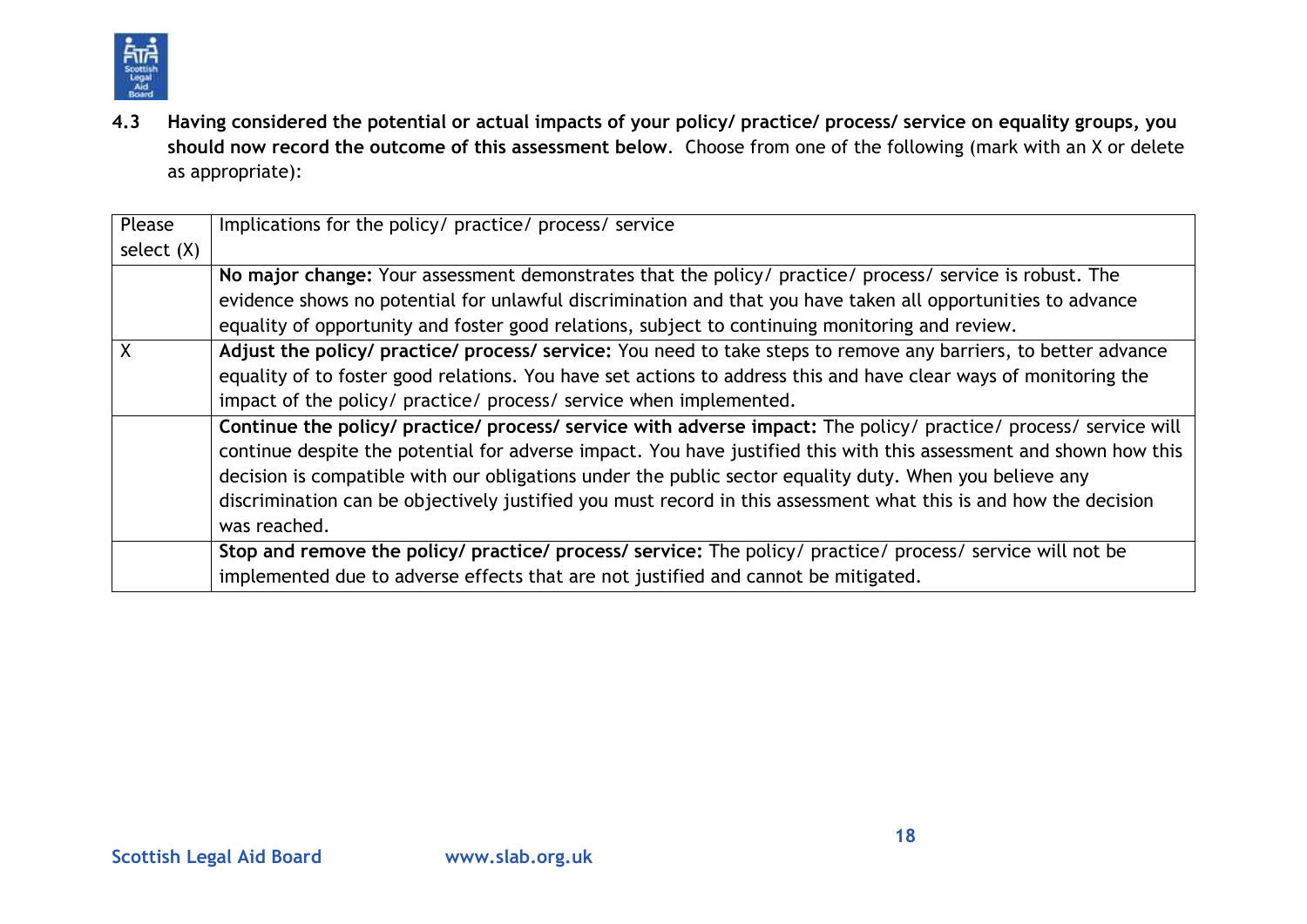**4.3 Having considered the potential or actual impacts of your policy/ practice/ process/ service on equality groups, you should now record the outcome of this assessment below**. Choose from one of the following (mark with an X or delete as appropriate):

| Please select (X) | Implications for the policy/ practice/ process/ service |
|---|---|
| | **No major change:** Your assessment demonstrates that the policy/ practice/ process/ service is robust. The evidence shows no potential for unlawful discrimination and that you have taken all opportunities to advance equality of opportunity and foster good relations, subject to continuing monitoring and review. |
| X | **Adjust the policy/ practice/ process/ service:** You need to take steps to remove any barriers, to better advance equality of to foster good relations. You have set actions to address this and have clear ways of monitoring the impact of the policy/ practice/ process/ service when implemented. |
| | **Continue the policy/ practice/ process/ service with adverse impact:** The policy/ practice/ process/ service will continue despite the potential for adverse impact. You have justified this with this assessment and shown how this decision is compatible with our obligations under the public sector equality duty. When you believe any discrimination can be objectively justified you must record in this assessment what this is and how the decision was reached. |
| | **Stop and remove the policy/ practice/ process/ service:** The policy/ practice/ process/ service will not be implemented due to adverse effects that are not justified and cannot be mitigated. |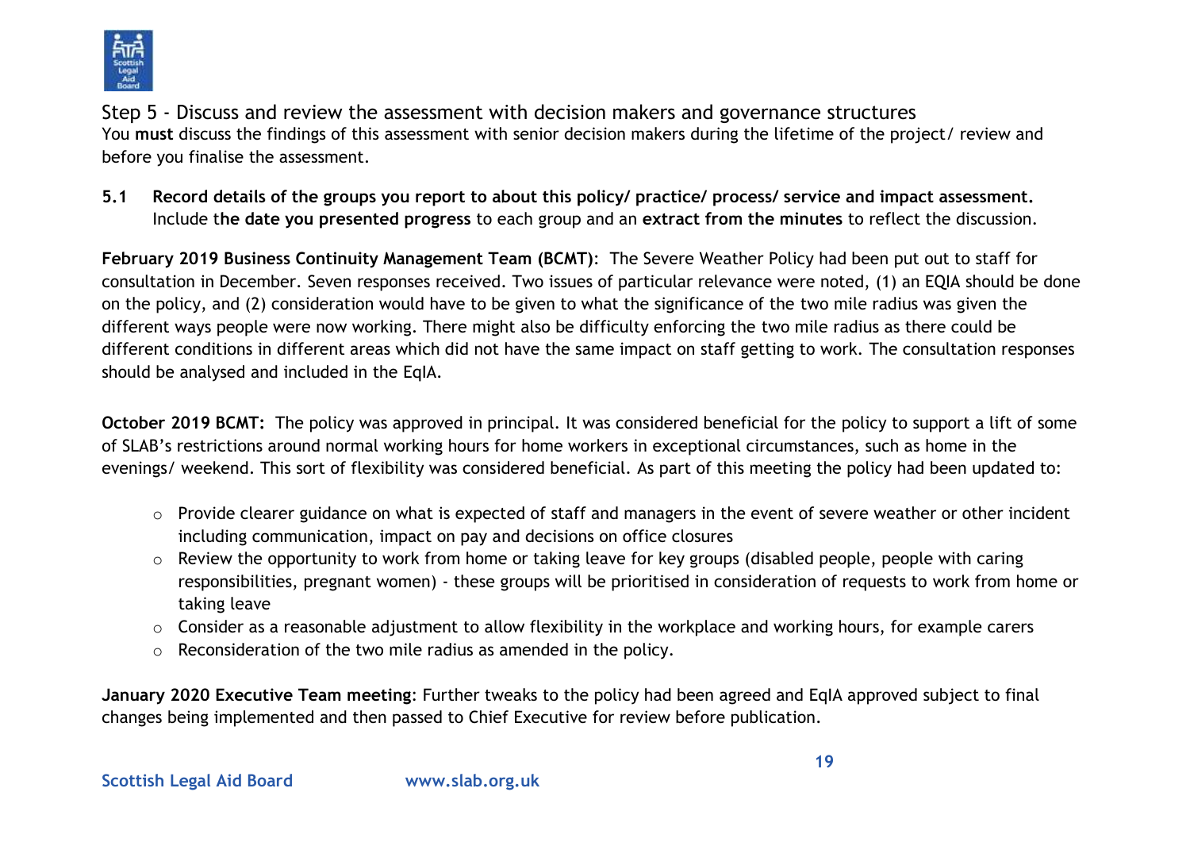## Step 5 - Discuss and review the assessment with decision makers and governance structures

You **must** discuss the findings of this assessment with senior decision makers during the lifetime of the project/ review and before you finalise the assessment.

**5.1 Record details of the groups you report to about this policy/ practice/ process/ service and impact assessment.** Include t**he date you presented progress** to each group and an **extract from the minutes** to reflect the discussion.

**February 2019 Business Continuity Management Team (BCMT)**: The Severe Weather Policy had been put out to staff for consultation in December. Seven responses received. Two issues of particular relevance were noted, (1) an EQIA should be done on the policy, and (2) consideration would have to be given to what the significance of the two mile radius was given the different ways people were now working. There might also be difficulty enforcing the two mile radius as there could be different conditions in different areas which did not have the same impact on staff getting to work. The consultation responses should be analysed and included in the EqIA.

**October 2019 BCMT:** The policy was approved in principal. It was considered beneficial for the policy to support a lift of some of SLAB's restrictions around normal working hours for home workers in exceptional circumstances, such as home in the evenings/ weekend. This sort of flexibility was considered beneficial. As part of this meeting the policy had been updated to:

- Provide clearer guidance on what is expected of staff and managers in the event of severe weather or other incident including communication, impact on pay and decisions on office closures
- Review the opportunity to work from home or taking leave for key groups (disabled people, people with caring responsibilities, pregnant women) - these groups will be prioritised in consideration of requests to work from home or taking leave
- Consider as a reasonable adjustment to allow flexibility in the workplace and working hours, for example carers
- Reconsideration of the two mile radius as amended in the policy.

**January 2020 Executive Team meeting**: Further tweaks to the policy had been agreed and EqIA approved subject to final changes being implemented and then passed to Chief Executive for review before publication.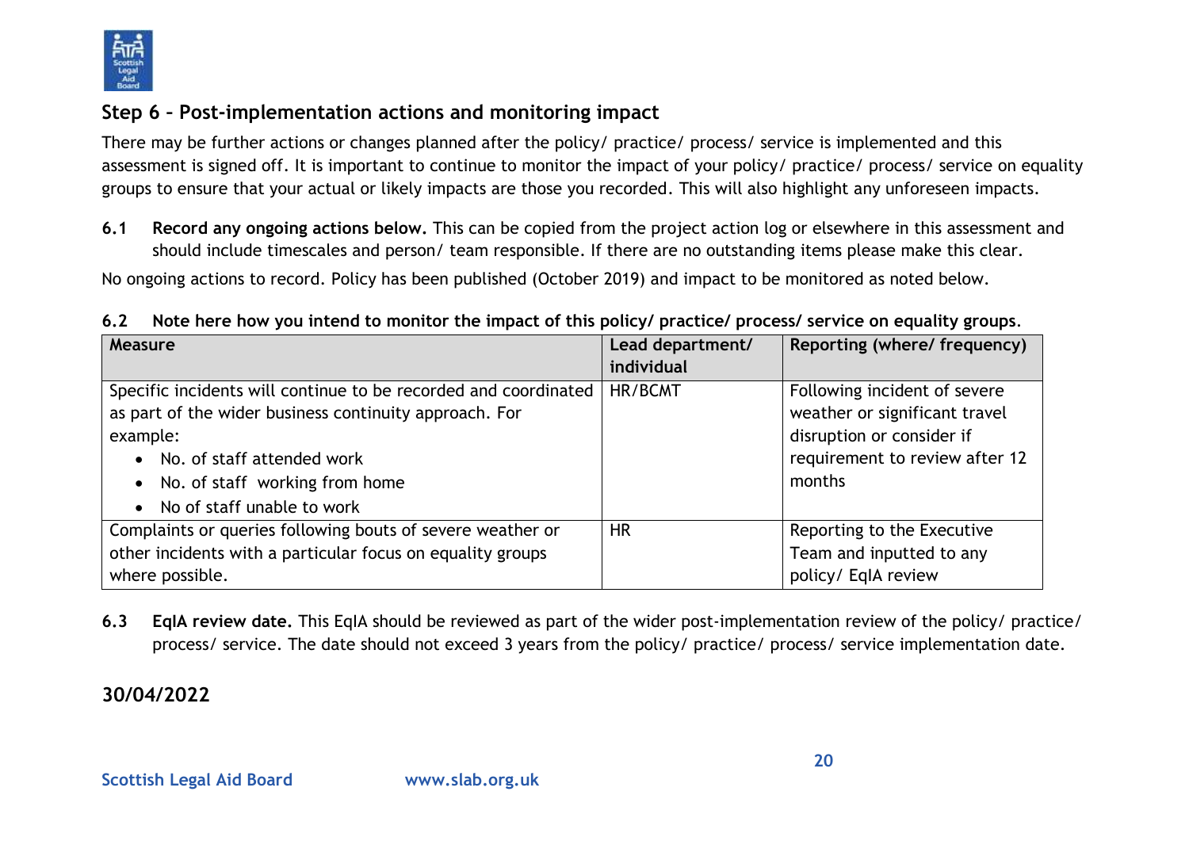## Step 6 – Post-implementation actions and monitoring impact

There may be further actions or changes planned after the policy/ practice/ process/ service is implemented and this assessment is signed off. It is important to continue to monitor the impact of your policy/ practice/ process/ service on equality groups to ensure that your actual or likely impacts are those you recorded. This will also highlight any unforeseen impacts.

**6.1 Record any ongoing actions below.** This can be copied from the project action log or elsewhere in this assessment and should include timescales and person/ team responsible. If there are no outstanding items please make this clear.

No ongoing actions to record. Policy has been published (October 2019) and impact to be monitored as noted below.

**6.2 Note here how you intend to monitor the impact of this policy/ practice/ process/ service on equality groups**.

| Measure | Lead department/ individual | Reporting (where/ frequency) |
|---|---|---|
| Specific incidents will continue to be recorded and coordinated as part of the wider business continuity approach. For example:<br>• No. of staff attended work<br>• No. of staff working from home<br>• No of staff unable to work | HR/BCMT | Following incident of severe weather or significant travel disruption or consider if requirement to review after 12 months |
| Complaints or queries following bouts of severe weather or other incidents with a particular focus on equality groups where possible. | HR | Reporting to the Executive Team and inputted to any policy/ EqIA review |

**6.3 EqIA review date.** This EqIA should be reviewed as part of the wider post-implementation review of the policy/ practice/ process/ service. The date should not exceed 3 years from the policy/ practice/ process/ service implementation date.

**30/04/2022**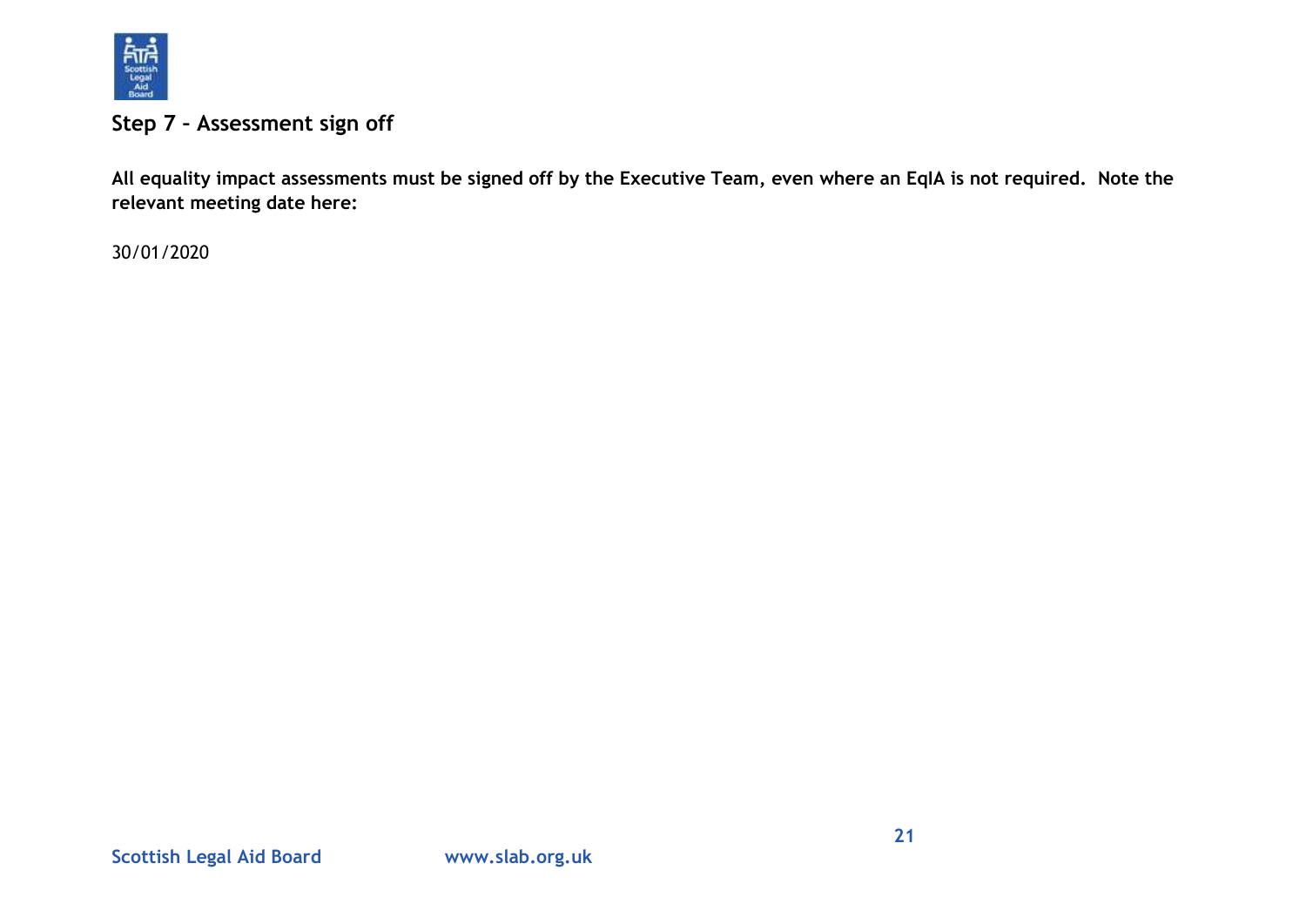## Step 7 – Assessment sign off

**All equality impact assessments must be signed off by the Executive Team, even where an EqIA is not required. Note the relevant meeting date here:**

30/01/2020